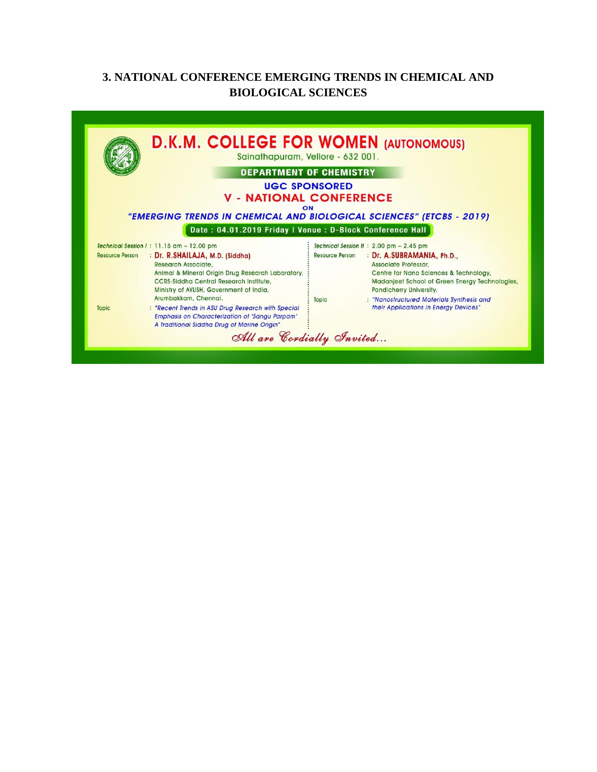## 3. NATIONAL CONFERENCE EMERGING TRENDS IN CHEMICAL AND BIOLOGICAL SCIENCES

# D.K.M. COLLEGE FOR WOMEN (AUTONOMOUS)

Sainathapuram, Vellore - 632 001.

**DEPARTMENT OF CHEMISTRY**

**UGC SPONSORED**

**V - NATIONAL CONFERENCE**

ON

***"EMERGING TRENDS IN CHEMICAL AND BIOLOGICAL SCIENCES" (ETCBS - 2019)***

**Date : 04.01.2019 Friday | Venue : D-Block Conference Hall**

*Technical Session I* : 11.15 am – 12.00 pm

Resource Person : **Dr. R.SHAILAJA, M.D. (Siddha)**
Research Associate,
Animal & Mineral Origin Drug Research Laboratory,
CCRS-Siddha Central Research Institute,
Ministry of AYUSH, Government of India,
Arumbakkam, Chennai.

Topic : *"Recent Trends in ASU Drug Research with Special Emphasis on Characterization of 'Sangu Parpam' A Traditional Siddha Drug of Marine Origin"*

*Technical Session II* : 2.00 pm – 2.45 pm

Resource Person : **Dr. A.SUBRAMANIA, Ph.D.,**
Associate Professor,
Centre for Nano Sciences & Technology,
Madanjeet School of Green Energy Technologies,
Pondicherry University.

Topic : *"Nanostructured Materials Synthesis and their Applications in Energy Devices"*

*All are Cordially Invited...*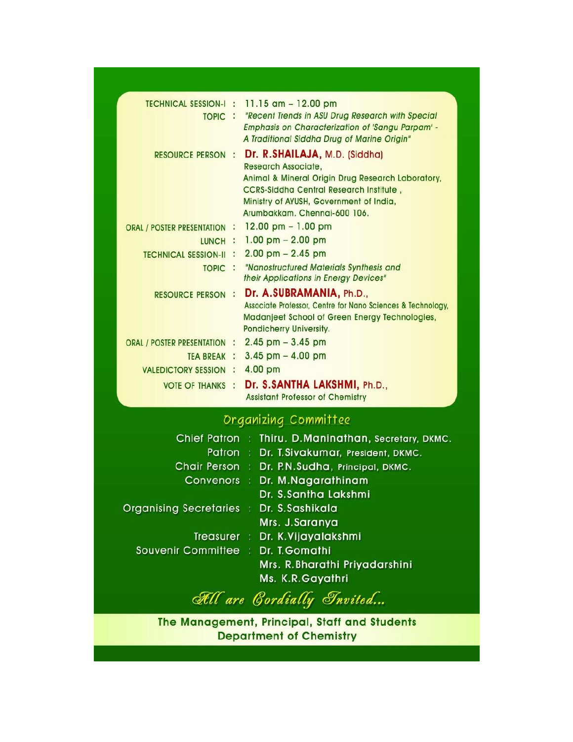| | | |
|---|---|---|
| TECHNICAL SESSION-I | : | 11.15 am – 12.00 pm |
| TOPIC | : | *"Recent Trends in ASU Drug Research with Special Emphasis on Characterization of 'Sangu Parpam' - A Traditional Siddha Drug of Marine Origin"* |
| RESOURCE PERSON | : | **Dr. R.SHAILAJA,** M.D. (Siddha)<br>Research Associate,<br>Animal & Mineral Origin Drug Research Laboratory,<br>CCRS-Siddha Central Research Institute ,<br>Ministry of AYUSH, Government of India,<br>Arumbakkam. Chennai-600 106. |
| ORAL / POSTER PRESENTATION | : | 12.00 pm – 1.00 pm |
| LUNCH | : | 1.00 pm – 2.00 pm |
| TECHNICAL SESSION-II | : | 2.00 pm – 2.45 pm |
| TOPIC | : | *"Nanostructured Materials Synthesis and their Applications in Energy Devices"* |
| RESOURCE PERSON | : | **Dr. A.SUBRAMANIA,** Ph.D.,<br>Associate Professor, Centre for Nano Sciences & Technology,<br>Madanjeet School of Green Energy Technologies,<br>Pondicherry University. |
| ORAL / POSTER PRESENTATION | : | 2.45 pm – 3.45 pm |
| TEA BREAK | : | 3.45 pm – 4.00 pm |
| VALEDICTORY SESSION | : | 4.00 pm |
| VOTE OF THANKS | : | **Dr. S.SANTHA LAKSHMI,** Ph.D.,<br>Assistant Professor of Chemistry |

## Organizing Committee

| | | |
|---|---|---|
| Chief Patron | : | **Thiru. D.Maninathan,** Secretary, DKMC. |
| Patron | : | **Dr. T.Sivakumar,** President, DKMC. |
| Chair Person | : | **Dr. P.N.Sudha,** Principal, DKMC. |
| Convenors | : | **Dr. M.Nagarathinam**<br>**Dr. S.Santha Lakshmi** |
| Organising Secretaries | : | **Dr. S.Sashikala**<br>**Mrs. J.Saranya** |
| Treasurer | : | **Dr. K.Vijayalakshmi** |
| Souvenir Committee | : | **Dr. T.Gomathi**<br>**Mrs. R.Bharathi Priyadarshini**<br>**Ms. K.R.Gayathri** |

*All are Cordially Invited...*

**The Management, Principal, Staff and Students**
**Department of Chemistry**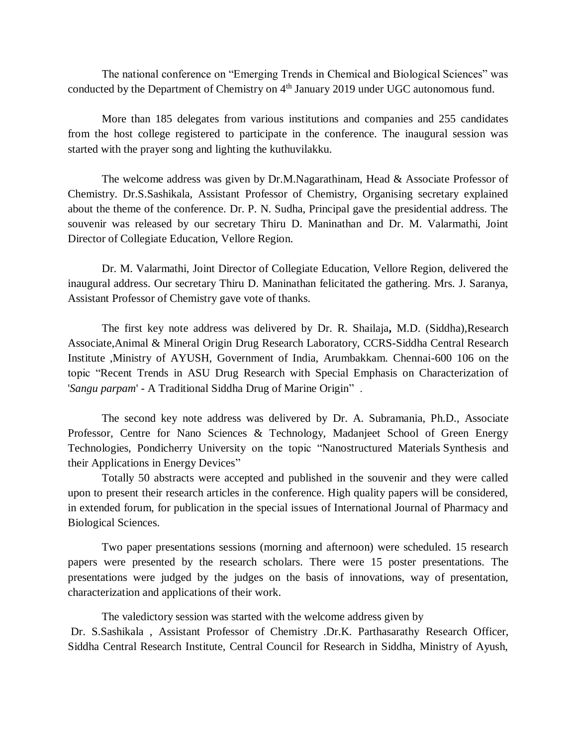The national conference on “Emerging Trends in Chemical and Biological Sciences” was conducted by the Department of Chemistry on 4th January 2019 under UGC autonomous fund.

More than 185 delegates from various institutions and companies and 255 candidates from the host college registered to participate in the conference. The inaugural session was started with the prayer song and lighting the kuthuvilakku.

The welcome address was given by Dr.M.Nagarathinam, Head & Associate Professor of Chemistry. Dr.S.Sashikala, Assistant Professor of Chemistry, Organising secretary explained about the theme of the conference. Dr. P. N. Sudha, Principal gave the presidential address. The souvenir was released by our secretary Thiru D. Maninathan and Dr. M. Valarmathi, Joint Director of Collegiate Education, Vellore Region.

Dr. M. Valarmathi, Joint Director of Collegiate Education, Vellore Region, delivered the inaugural address. Our secretary Thiru D. Maninathan felicitated the gathering. Mrs. J. Saranya, Assistant Professor of Chemistry gave vote of thanks.

The first key note address was delivered by Dr. R. Shailaja**,** M.D. (Siddha),Research Associate,Animal & Mineral Origin Drug Research Laboratory, CCRS-Siddha Central Research Institute ,Ministry of AYUSH, Government of India, Arumbakkam. Chennai-600 106 on the topic “Recent Trends in ASU Drug Research with Special Emphasis on Characterization of '*Sangu parpam*' - A Traditional Siddha Drug of Marine Origin” .

The second key note address was delivered by Dr. A. Subramania, Ph.D., Associate Professor, Centre for Nano Sciences & Technology, Madanjeet School of Green Energy Technologies, Pondicherry University on the topic “Nanostructured Materials Synthesis and their Applications in Energy Devices”

Totally 50 abstracts were accepted and published in the souvenir and they were called upon to present their research articles in the conference. High quality papers will be considered, in extended forum, for publication in the special issues of International Journal of Pharmacy and Biological Sciences.

Two paper presentations sessions (morning and afternoon) were scheduled. 15 research papers were presented by the research scholars. There were 15 poster presentations. The presentations were judged by the judges on the basis of innovations, way of presentation, characterization and applications of their work.

The valedictory session was started with the welcome address given by Dr. S.Sashikala , Assistant Professor of Chemistry .Dr.K. Parthasarathy Research Officer, Siddha Central Research Institute, Central Council for Research in Siddha, Ministry of Ayush,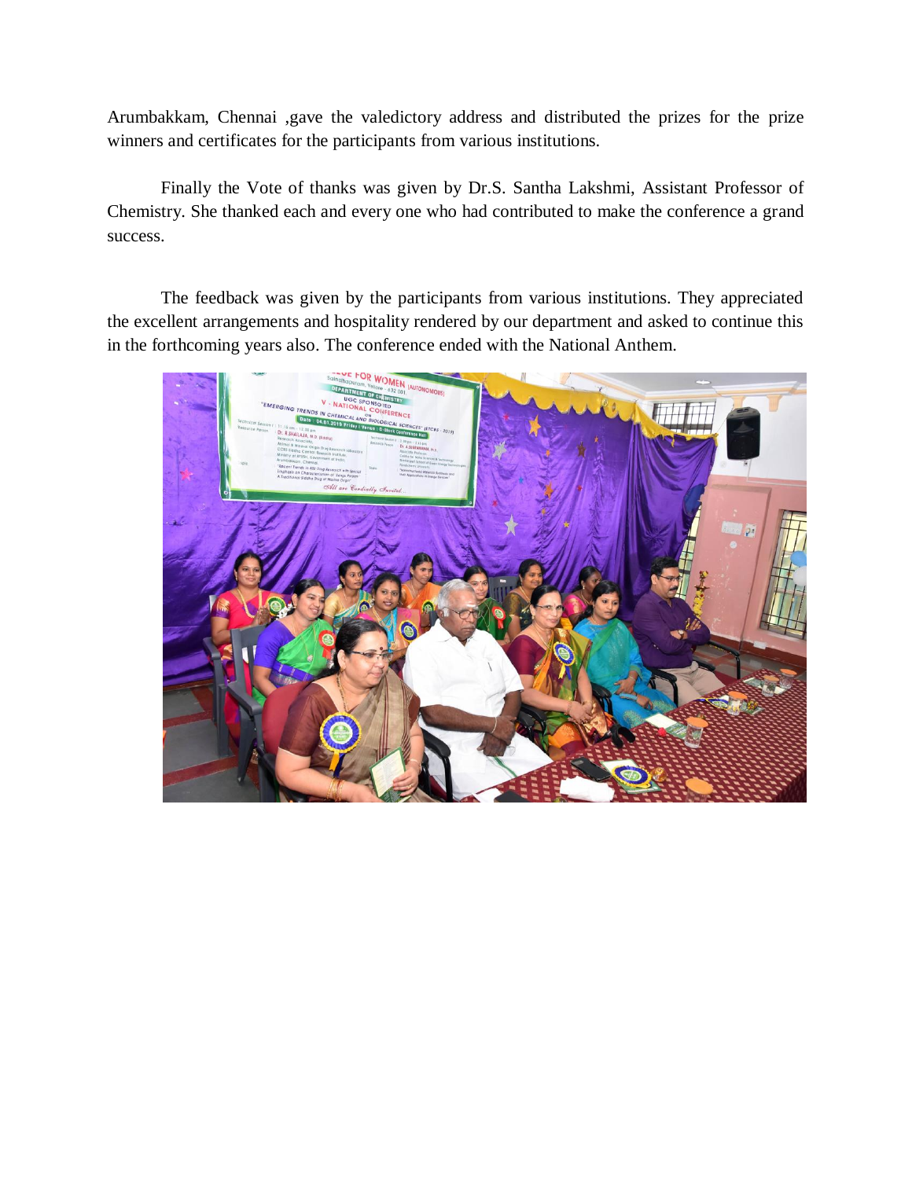Arumbakkam, Chennai ,gave the valedictory address and distributed the prizes for the prize winners and certificates for the participants from various institutions.

Finally the Vote of thanks was given by Dr.S. Santha Lakshmi, Assistant Professor of Chemistry. She thanked each and every one who had contributed to make the conference a grand success.

The feedback was given by the participants from various institutions. They appreciated the excellent arrangements and hospitality rendered by our department and asked to continue this in the forthcoming years also. The conference ended with the National Anthem.